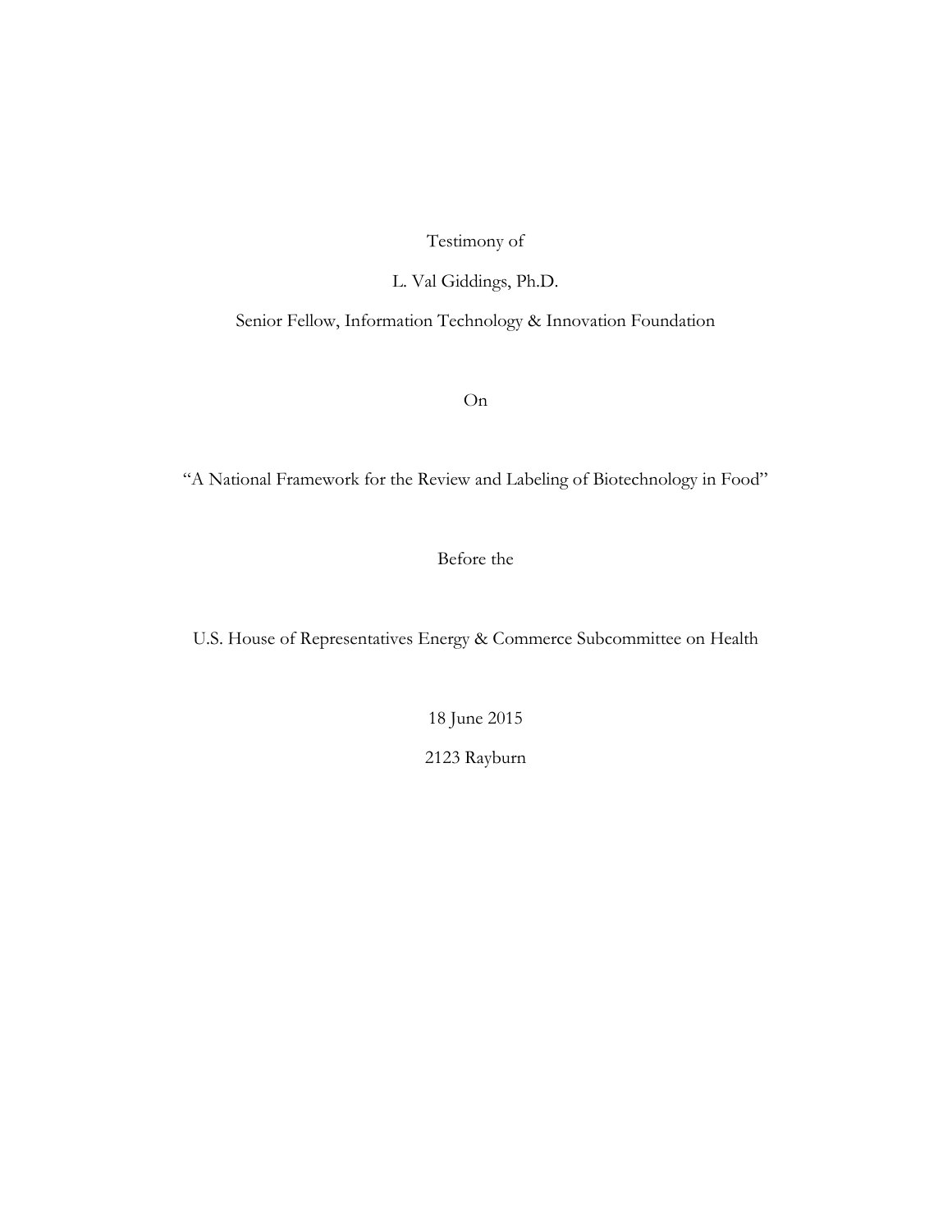Testimony of

L. Val Giddings, Ph.D.

Senior Fellow, Information Technology & Innovation Foundation

On

"A National Framework for the Review and Labeling of Biotechnology in Food"

Before the

U.S. House of Representatives Energy & Commerce Subcommittee on Health

18 June 2015

2123 Rayburn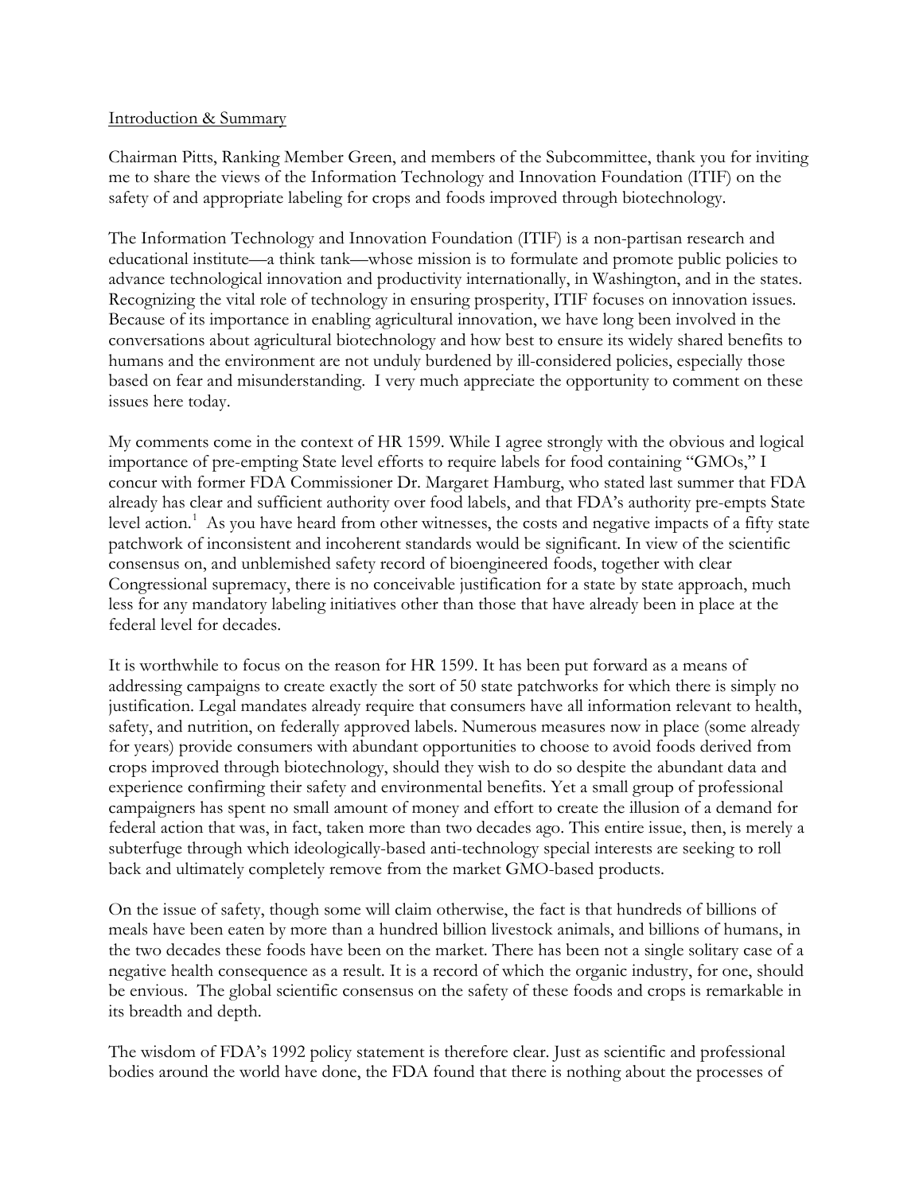Introduction & Summary

Chairman Pitts, Ranking Member Green, and members of the Subcommittee, thank you for inviting me to share the views of the Information Technology and Innovation Foundation (ITIF) on the safety of and appropriate labeling for crops and foods improved through biotechnology.

The Information Technology and Innovation Foundation (ITIF) is a non-partisan research and educational institute—a think tank—whose mission is to formulate and promote public policies to advance technological innovation and productivity internationally, in Washington, and in the states. Recognizing the vital role of technology in ensuring prosperity, ITIF focuses on innovation issues. Because of its importance in enabling agricultural innovation, we have long been involved in the conversations about agricultural biotechnology and how best to ensure its widely shared benefits to humans and the environment are not unduly burdened by ill-considered policies, especially those based on fear and misunderstanding. I very much appreciate the opportunity to comment on these issues here today.

My comments come in the context of HR 1599. While I agree strongly with the obvious and logical importance of pre-empting State level efforts to require labels for food containing "GMOs," I concur with former FDA Commissioner Dr. Margaret Hamburg, who stated last summer that FDA already has clear and sufficient authority over food labels, and that FDA's authority pre-empts State level action.[1] As you have heard from other witnesses, the costs and negative impacts of a fifty state patchwork of inconsistent and incoherent standards would be significant. In view of the scientific consensus on, and unblemished safety record of bioengineered foods, together with clear Congressional supremacy, there is no conceivable justification for a state by state approach, much less for any mandatory labeling initiatives other than those that have already been in place at the federal level for decades.

It is worthwhile to focus on the reason for HR 1599. It has been put forward as a means of addressing campaigns to create exactly the sort of 50 state patchworks for which there is simply no justification. Legal mandates already require that consumers have all information relevant to health, safety, and nutrition, on federally approved labels. Numerous measures now in place (some already for years) provide consumers with abundant opportunities to choose to avoid foods derived from crops improved through biotechnology, should they wish to do so despite the abundant data and experience confirming their safety and environmental benefits. Yet a small group of professional campaigners has spent no small amount of money and effort to create the illusion of a demand for federal action that was, in fact, taken more than two decades ago. This entire issue, then, is merely a subterfuge through which ideologically-based anti-technology special interests are seeking to roll back and ultimately completely remove from the market GMO-based products.

On the issue of safety, though some will claim otherwise, the fact is that hundreds of billions of meals have been eaten by more than a hundred billion livestock animals, and billions of humans, in the two decades these foods have been on the market. There has been not a single solitary case of a negative health consequence as a result. It is a record of which the organic industry, for one, should be envious. The global scientific consensus on the safety of these foods and crops is remarkable in its breadth and depth.

The wisdom of FDA's 1992 policy statement is therefore clear. Just as scientific and professional bodies around the world have done, the FDA found that there is nothing about the processes of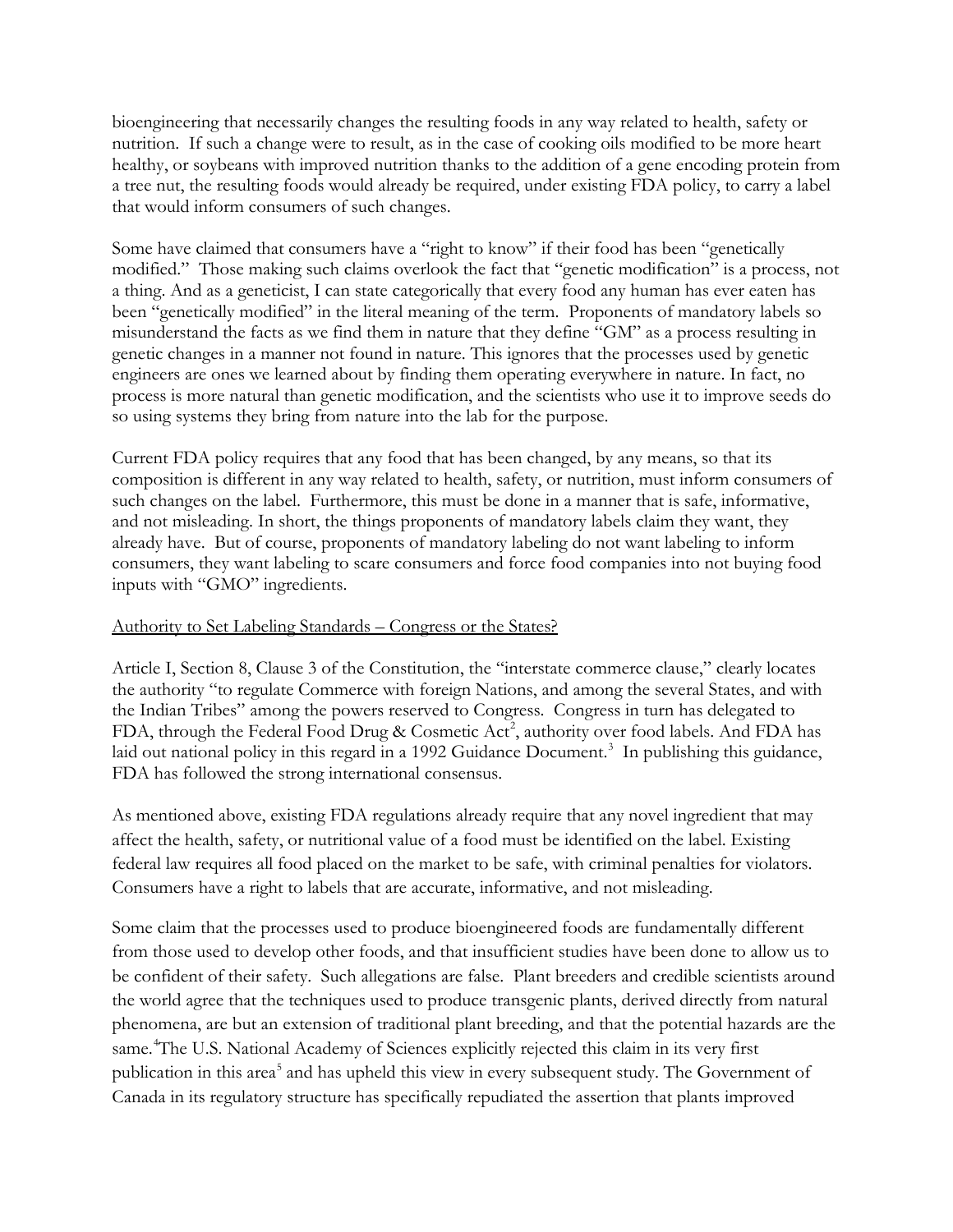bioengineering that necessarily changes the resulting foods in any way related to health, safety or nutrition. If such a change were to result, as in the case of cooking oils modified to be more heart healthy, or soybeans with improved nutrition thanks to the addition of a gene encoding protein from a tree nut, the resulting foods would already be required, under existing FDA policy, to carry a label that would inform consumers of such changes.

Some have claimed that consumers have a "right to know" if their food has been "genetically modified." Those making such claims overlook the fact that "genetic modification" is a process, not a thing. And as a geneticist, I can state categorically that every food any human has ever eaten has been "genetically modified" in the literal meaning of the term. Proponents of mandatory labels so misunderstand the facts as we find them in nature that they define "GM" as a process resulting in genetic changes in a manner not found in nature. This ignores that the processes used by genetic engineers are ones we learned about by finding them operating everywhere in nature. In fact, no process is more natural than genetic modification, and the scientists who use it to improve seeds do so using systems they bring from nature into the lab for the purpose.

Current FDA policy requires that any food that has been changed, by any means, so that its composition is different in any way related to health, safety, or nutrition, must inform consumers of such changes on the label. Furthermore, this must be done in a manner that is safe, informative, and not misleading. In short, the things proponents of mandatory labels claim they want, they already have. But of course, proponents of mandatory labeling do not want labeling to inform consumers, they want labeling to scare consumers and force food companies into not buying food inputs with "GMO" ingredients.

Authority to Set Labeling Standards – Congress or the States?

Article I, Section 8, Clause 3 of the Constitution, the "interstate commerce clause," clearly locates the authority "to regulate Commerce with foreign Nations, and among the several States, and with the Indian Tribes" among the powers reserved to Congress. Congress in turn has delegated to FDA, through the Federal Food Drug & Cosmetic Act[2], authority over food labels. And FDA has laid out national policy in this regard in a 1992 Guidance Document.[3] In publishing this guidance, FDA has followed the strong international consensus.

As mentioned above, existing FDA regulations already require that any novel ingredient that may affect the health, safety, or nutritional value of a food must be identified on the label. Existing federal law requires all food placed on the market to be safe, with criminal penalties for violators. Consumers have a right to labels that are accurate, informative, and not misleading.

Some claim that the processes used to produce bioengineered foods are fundamentally different from those used to develop other foods, and that insufficient studies have been done to allow us to be confident of their safety. Such allegations are false. Plant breeders and credible scientists around the world agree that the techniques used to produce transgenic plants, derived directly from natural phenomena, are but an extension of traditional plant breeding, and that the potential hazards are the same.[4] The U.S. National Academy of Sciences explicitly rejected this claim in its very first publication in this area[5] and has upheld this view in every subsequent study. The Government of Canada in its regulatory structure has specifically repudiated the assertion that plants improved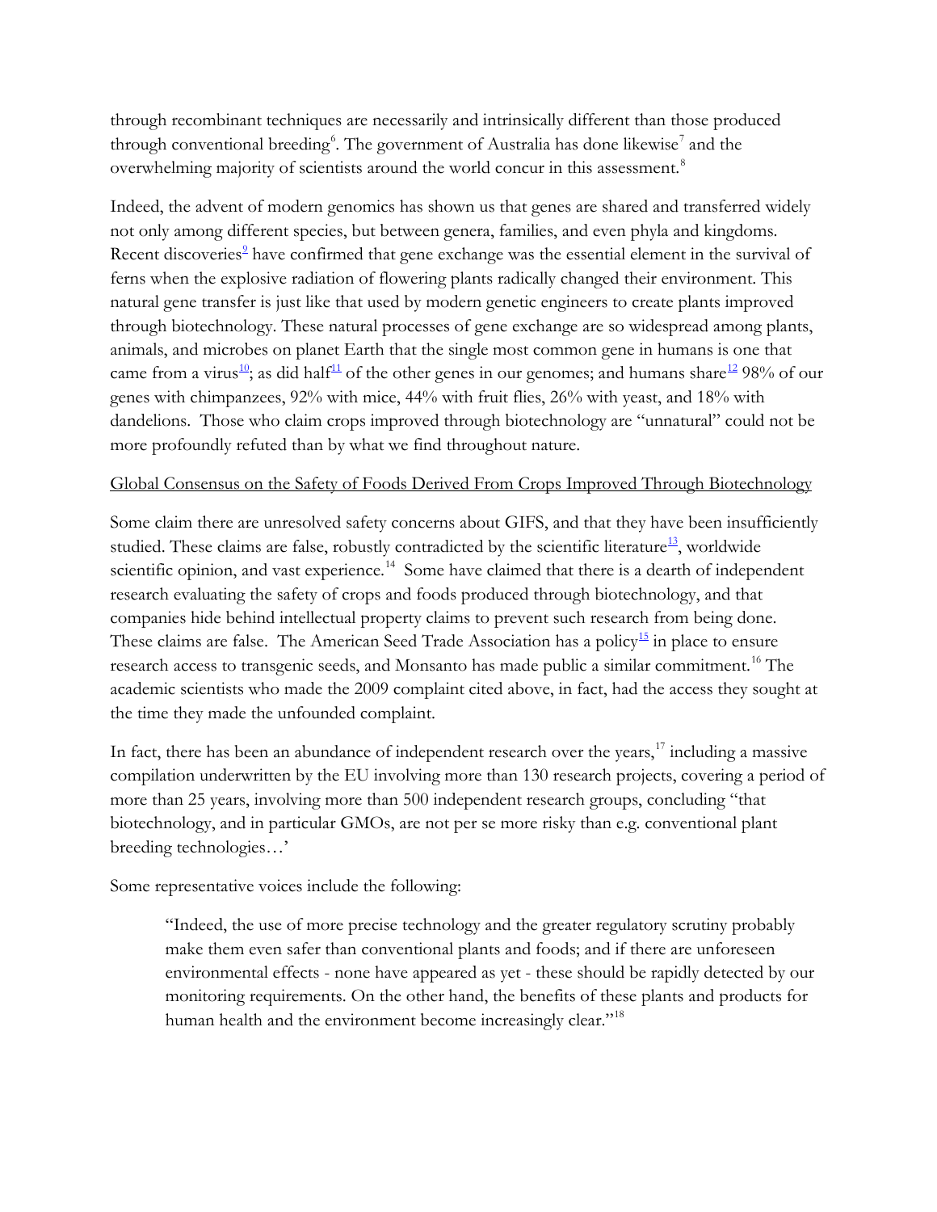through recombinant techniques are necessarily and intrinsically different than those produced through conventional breeding[6]. The government of Australia has done likewise[7] and the overwhelming majority of scientists around the world concur in this assessment.[8]

Indeed, the advent of modern genomics has shown us that genes are shared and transferred widely not only among different species, but between genera, families, and even phyla and kingdoms. Recent discoveries[9] have confirmed that gene exchange was the essential element in the survival of ferns when the explosive radiation of flowering plants radically changed their environment. This natural gene transfer is just like that used by modern genetic engineers to create plants improved through biotechnology. These natural processes of gene exchange are so widespread among plants, animals, and microbes on planet Earth that the single most common gene in humans is one that came from a virus[10]; as did half[11] of the other genes in our genomes; and humans share[12] 98% of our genes with chimpanzees, 92% with mice, 44% with fruit flies, 26% with yeast, and 18% with dandelions. Those who claim crops improved through biotechnology are "unnatural" could not be more profoundly refuted than by what we find throughout nature.

<u>Global Consensus on the Safety of Foods Derived From Crops Improved Through Biotechnology</u>

Some claim there are unresolved safety concerns about GIFS, and that they have been insufficiently studied. These claims are false, robustly contradicted by the scientific literature[13], worldwide scientific opinion, and vast experience.[14] Some have claimed that there is a dearth of independent research evaluating the safety of crops and foods produced through biotechnology, and that companies hide behind intellectual property claims to prevent such research from being done. These claims are false. The American Seed Trade Association has a policy[15] in place to ensure research access to transgenic seeds, and Monsanto has made public a similar commitment.[16] The academic scientists who made the 2009 complaint cited above, in fact, had the access they sought at the time they made the unfounded complaint.

In fact, there has been an abundance of independent research over the years,[17] including a massive compilation underwritten by the EU involving more than 130 research projects, covering a period of more than 25 years, involving more than 500 independent research groups, concluding "that biotechnology, and in particular GMOs, are not per se more risky than e.g. conventional plant breeding technologies…'

Some representative voices include the following:

> "Indeed, the use of more precise technology and the greater regulatory scrutiny probably make them even safer than conventional plants and foods; and if there are unforeseen environmental effects - none have appeared as yet - these should be rapidly detected by our monitoring requirements. On the other hand, the benefits of these plants and products for human health and the environment become increasingly clear."[18]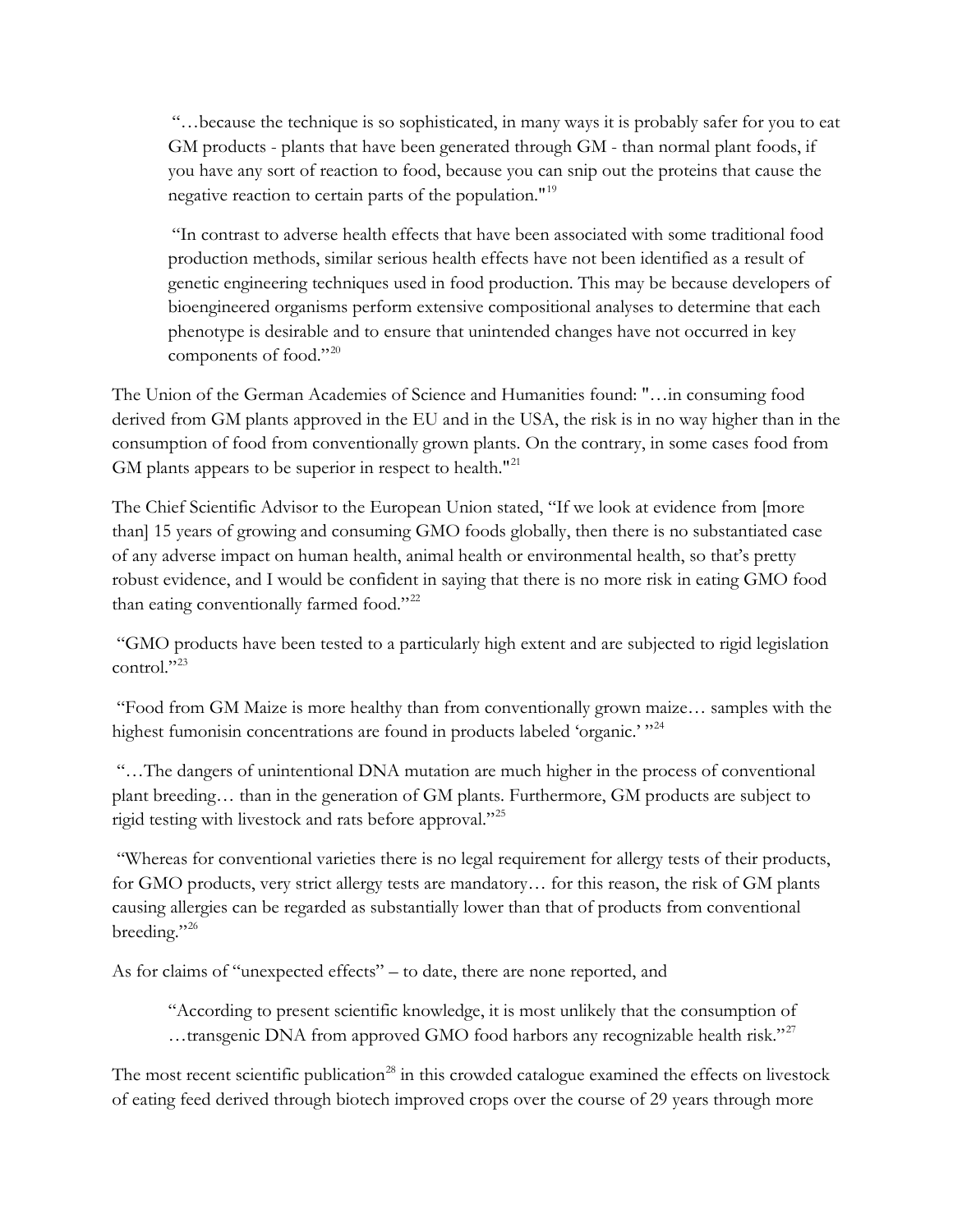> "…because the technique is so sophisticated, in many ways it is probably safer for you to eat GM products - plants that have been generated through GM - than normal plant foods, if you have any sort of reaction to food, because you can snip out the proteins that cause the negative reaction to certain parts of the population."[19]

> "In contrast to adverse health effects that have been associated with some traditional food production methods, similar serious health effects have not been identified as a result of genetic engineering techniques used in food production. This may be because developers of bioengineered organisms perform extensive compositional analyses to determine that each phenotype is desirable and to ensure that unintended changes have not occurred in key components of food."[20]

The Union of the German Academies of Science and Humanities found: "…in consuming food derived from GM plants approved in the EU and in the USA, the risk is in no way higher than in the consumption of food from conventionally grown plants. On the contrary, in some cases food from GM plants appears to be superior in respect to health."[21]

The Chief Scientific Advisor to the European Union stated, "If we look at evidence from [more than] 15 years of growing and consuming GMO foods globally, then there is no substantiated case of any adverse impact on human health, animal health or environmental health, so that's pretty robust evidence, and I would be confident in saying that there is no more risk in eating GMO food than eating conventionally farmed food."[22]

"GMO products have been tested to a particularly high extent and are subjected to rigid legislation control."[23]

"Food from GM Maize is more healthy than from conventionally grown maize… samples with the highest fumonisin concentrations are found in products labeled 'organic.' "[24]

"…The dangers of unintentional DNA mutation are much higher in the process of conventional plant breeding… than in the generation of GM plants. Furthermore, GM products are subject to rigid testing with livestock and rats before approval."[25]

"Whereas for conventional varieties there is no legal requirement for allergy tests of their products, for GMO products, very strict allergy tests are mandatory… for this reason, the risk of GM plants causing allergies can be regarded as substantially lower than that of products from conventional breeding."[26]

As for claims of "unexpected effects" – to date, there are none reported, and

> "According to present scientific knowledge, it is most unlikely that the consumption of …transgenic DNA from approved GMO food harbors any recognizable health risk."[27]

The most recent scientific publication[28] in this crowded catalogue examined the effects on livestock of eating feed derived through biotech improved crops over the course of 29 years through more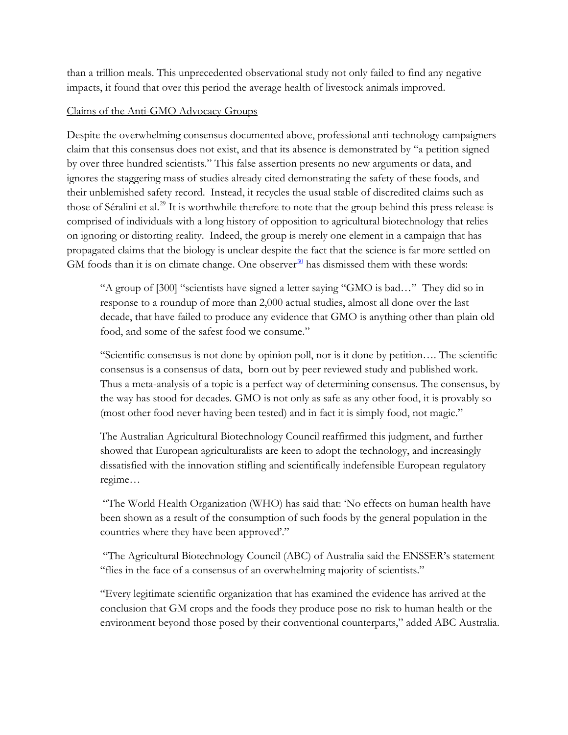than a trillion meals. This unprecedented observational study not only failed to find any negative impacts, it found that over this period the average health of livestock animals improved.

Claims of the Anti-GMO Advocacy Groups

Despite the overwhelming consensus documented above, professional anti-technology campaigners claim that this consensus does not exist, and that its absence is demonstrated by "a petition signed by over three hundred scientists." This false assertion presents no new arguments or data, and ignores the staggering mass of studies already cited demonstrating the safety of these foods, and their unblemished safety record. Instead, it recycles the usual stable of discredited claims such as those of Séralini et al.[29] It is worthwhile therefore to note that the group behind this press release is comprised of individuals with a long history of opposition to agricultural biotechnology that relies on ignoring or distorting reality. Indeed, the group is merely one element in a campaign that has propagated claims that the biology is unclear despite the fact that the science is far more settled on GM foods than it is on climate change. One observer[30] has dismissed them with these words:

> "A group of [300] "scientists have signed a letter saying "GMO is bad…" They did so in response to a roundup of more than 2,000 actual studies, almost all done over the last decade, that have failed to produce any evidence that GMO is anything other than plain old food, and some of the safest food we consume."
>
> "Scientific consensus is not done by opinion poll, nor is it done by petition…. The scientific consensus is a consensus of data, born out by peer reviewed study and published work. Thus a meta-analysis of a topic is a perfect way of determining consensus. The consensus, by the way has stood for decades. GMO is not only as safe as any other food, it is provably so (most other food never having been tested) and in fact it is simply food, not magic."
>
> The Australian Agricultural Biotechnology Council reaffirmed this judgment, and further showed that European agriculturalists are keen to adopt the technology, and increasingly dissatisfied with the innovation stifling and scientifically indefensible European regulatory regime…
>
> "The World Health Organization (WHO) has said that: 'No effects on human health have been shown as a result of the consumption of such foods by the general population in the countries where they have been approved'."
>
> "The Agricultural Biotechnology Council (ABC) of Australia said the ENSSER's statement "flies in the face of a consensus of an overwhelming majority of scientists."
>
> "Every legitimate scientific organization that has examined the evidence has arrived at the conclusion that GM crops and the foods they produce pose no risk to human health or the environment beyond those posed by their conventional counterparts," added ABC Australia.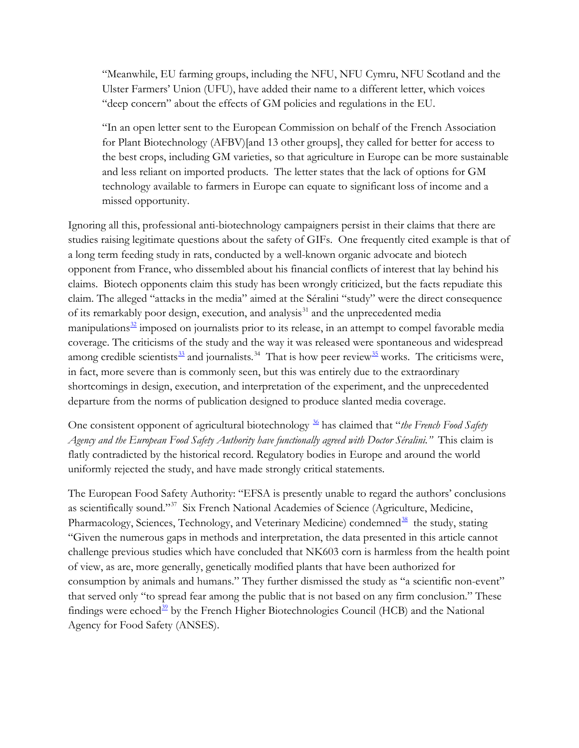> "Meanwhile, EU farming groups, including the NFU, NFU Cymru, NFU Scotland and the Ulster Farmers' Union (UFU), have added their name to a different letter, which voices "deep concern" about the effects of GM policies and regulations in the EU.
>
> "In an open letter sent to the European Commission on behalf of the French Association for Plant Biotechnology (AFBV)[and 13 other groups], they called for better for access to the best crops, including GM varieties, so that agriculture in Europe can be more sustainable and less reliant on imported products. The letter states that the lack of options for GM technology available to farmers in Europe can equate to significant loss of income and a missed opportunity.

Ignoring all this, professional anti-biotechnology campaigners persist in their claims that there are studies raising legitimate questions about the safety of GIFs. One frequently cited example is that of a long term feeding study in rats, conducted by a well-known organic advocate and biotech opponent from France, who dissembled about his financial conflicts of interest that lay behind his claims. Biotech opponents claim this study has been wrongly criticized, but the facts repudiate this claim. The alleged "attacks in the media" aimed at the Séralini "study" were the direct consequence of its remarkably poor design, execution, and analysis[31] and the unprecedented media manipulations[32] imposed on journalists prior to its release, in an attempt to compel favorable media coverage. The criticisms of the study and the way it was released were spontaneous and widespread among credible scientists[33] and journalists.[34] That is how peer review[35] works. The criticisms were, in fact, more severe than is commonly seen, but this was entirely due to the extraordinary shortcomings in design, execution, and interpretation of the experiment, and the unprecedented departure from the norms of publication designed to produce slanted media coverage.

One consistent opponent of agricultural biotechnology [36] has claimed that "*the French Food Safety Agency and the European Food Safety Authority have functionally agreed with Doctor Séralini.*" This claim is flatly contradicted by the historical record. Regulatory bodies in Europe and around the world uniformly rejected the study, and have made strongly critical statements.

The European Food Safety Authority: "EFSA is presently unable to regard the authors' conclusions as scientifically sound."[37] Six French National Academies of Science (Agriculture, Medicine, Pharmacology, Sciences, Technology, and Veterinary Medicine) condemned[38] the study, stating "Given the numerous gaps in methods and interpretation, the data presented in this article cannot challenge previous studies which have concluded that NK603 corn is harmless from the health point of view, as are, more generally, genetically modified plants that have been authorized for consumption by animals and humans." They further dismissed the study as "a scientific non-event" that served only "to spread fear among the public that is not based on any firm conclusion." These findings were echoed[39] by the French Higher Biotechnologies Council (HCB) and the National Agency for Food Safety (ANSES).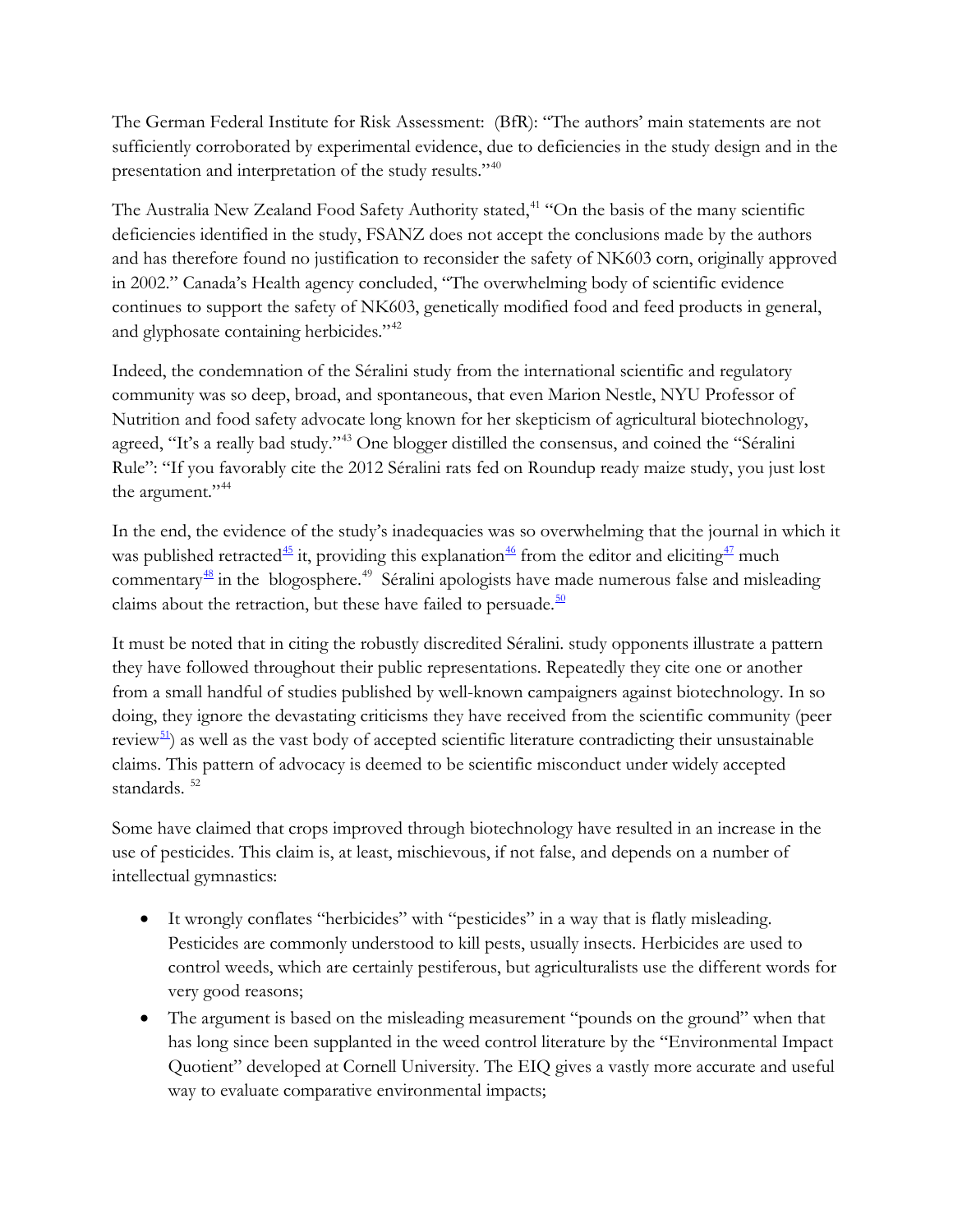The German Federal Institute for Risk Assessment: (BfR): "The authors' main statements are not sufficiently corroborated by experimental evidence, due to deficiencies in the study design and in the presentation and interpretation of the study results."[40]

The Australia New Zealand Food Safety Authority stated,[41] "On the basis of the many scientific deficiencies identified in the study, FSANZ does not accept the conclusions made by the authors and has therefore found no justification to reconsider the safety of NK603 corn, originally approved in 2002." Canada's Health agency concluded, "The overwhelming body of scientific evidence continues to support the safety of NK603, genetically modified food and feed products in general, and glyphosate containing herbicides."[42]

Indeed, the condemnation of the Séralini study from the international scientific and regulatory community was so deep, broad, and spontaneous, that even Marion Nestle, NYU Professor of Nutrition and food safety advocate long known for her skepticism of agricultural biotechnology, agreed, "It's a really bad study."[43] One blogger distilled the consensus, and coined the "Séralini Rule": "If you favorably cite the 2012 Séralini rats fed on Roundup ready maize study, you just lost the argument."[44]

In the end, the evidence of the study's inadequacies was so overwhelming that the journal in which it was published retracted[45] it, providing this explanation[46] from the editor and eliciting[47] much commentary[48] in the blogosphere.[49] Séralini apologists have made numerous false and misleading claims about the retraction, but these have failed to persuade.[50]

It must be noted that in citing the robustly discredited Séralini. study opponents illustrate a pattern they have followed throughout their public representations. Repeatedly they cite one or another from a small handful of studies published by well-known campaigners against biotechnology. In so doing, they ignore the devastating criticisms they have received from the scientific community (peer review[51]) as well as the vast body of accepted scientific literature contradicting their unsustainable claims. This pattern of advocacy is deemed to be scientific misconduct under widely accepted standards. [52]

Some have claimed that crops improved through biotechnology have resulted in an increase in the use of pesticides. This claim is, at least, mischievous, if not false, and depends on a number of intellectual gymnastics:

- It wrongly conflates "herbicides" with "pesticides" in a way that is flatly misleading. Pesticides are commonly understood to kill pests, usually insects. Herbicides are used to control weeds, which are certainly pestiferous, but agriculturalists use the different words for very good reasons;
- The argument is based on the misleading measurement "pounds on the ground" when that has long since been supplanted in the weed control literature by the "Environmental Impact Quotient" developed at Cornell University. The EIQ gives a vastly more accurate and useful way to evaluate comparative environmental impacts;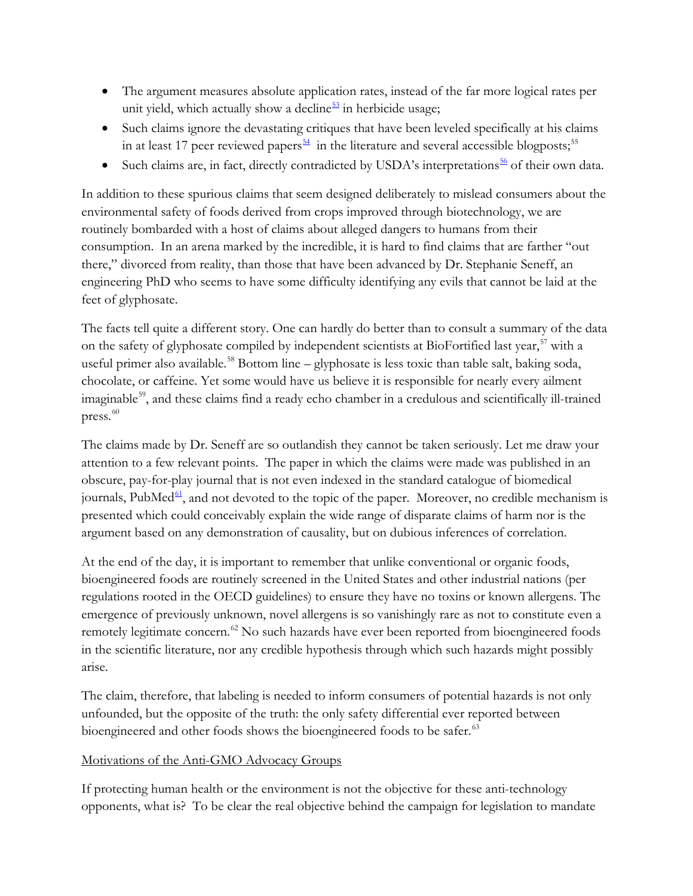- The argument measures absolute application rates, instead of the far more logical rates per unit yield, which actually show a decline[53] in herbicide usage;
- Such claims ignore the devastating critiques that have been leveled specifically at his claims in at least 17 peer reviewed papers[54] in the literature and several accessible blogposts;[55]
- Such claims are, in fact, directly contradicted by USDA's interpretations[56] of their own data.

In addition to these spurious claims that seem designed deliberately to mislead consumers about the environmental safety of foods derived from crops improved through biotechnology, we are routinely bombarded with a host of claims about alleged dangers to humans from their consumption. In an arena marked by the incredible, it is hard to find claims that are farther "out there," divorced from reality, than those that have been advanced by Dr. Stephanie Seneff, an engineering PhD who seems to have some difficulty identifying any evils that cannot be laid at the feet of glyphosate.

The facts tell quite a different story. One can hardly do better than to consult a summary of the data on the safety of glyphosate compiled by independent scientists at BioFortified last year,[57] with a useful primer also available.[58] Bottom line – glyphosate is less toxic than table salt, baking soda, chocolate, or caffeine. Yet some would have us believe it is responsible for nearly every ailment imaginable[59], and these claims find a ready echo chamber in a credulous and scientifically ill-trained press.[60]

The claims made by Dr. Seneff are so outlandish they cannot be taken seriously. Let me draw your attention to a few relevant points. The paper in which the claims were made was published in an obscure, pay-for-play journal that is not even indexed in the standard catalogue of biomedical journals, PubMed[61], and not devoted to the topic of the paper. Moreover, no credible mechanism is presented which could conceivably explain the wide range of disparate claims of harm nor is the argument based on any demonstration of causality, but on dubious inferences of correlation.

At the end of the day, it is important to remember that unlike conventional or organic foods, bioengineered foods are routinely screened in the United States and other industrial nations (per regulations rooted in the OECD guidelines) to ensure they have no toxins or known allergens. The emergence of previously unknown, novel allergens is so vanishingly rare as not to constitute even a remotely legitimate concern.[62] No such hazards have ever been reported from bioengineered foods in the scientific literature, nor any credible hypothesis through which such hazards might possibly arise.

The claim, therefore, that labeling is needed to inform consumers of potential hazards is not only unfounded, but the opposite of the truth: the only safety differential ever reported between bioengineered and other foods shows the bioengineered foods to be safer.[63]

Motivations of the Anti-GMO Advocacy Groups

If protecting human health or the environment is not the objective for these anti-technology opponents, what is? To be clear the real objective behind the campaign for legislation to mandate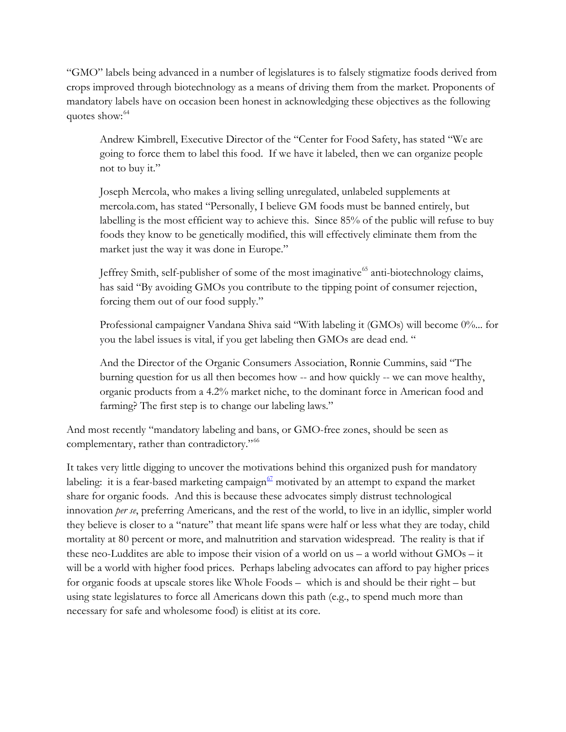"GMO" labels being advanced in a number of legislatures is to falsely stigmatize foods derived from crops improved through biotechnology as a means of driving them from the market. Proponents of mandatory labels have on occasion been honest in acknowledging these objectives as the following quotes show:[64]

> Andrew Kimbrell, Executive Director of the "Center for Food Safety, has stated "We are going to force them to label this food. If we have it labeled, then we can organize people not to buy it."
>
> Joseph Mercola, who makes a living selling unregulated, unlabeled supplements at mercola.com, has stated "Personally, I believe GM foods must be banned entirely, but labelling is the most efficient way to achieve this. Since 85% of the public will refuse to buy foods they know to be genetically modified, this will effectively eliminate them from the market just the way it was done in Europe."
>
> Jeffrey Smith, self-publisher of some of the most imaginative[65] anti-biotechnology claims, has said "By avoiding GMOs you contribute to the tipping point of consumer rejection, forcing them out of our food supply."
>
> Professional campaigner Vandana Shiva said "With labeling it (GMOs) will become 0%... for you the label issues is vital, if you get labeling then GMOs are dead end. "
>
> And the Director of the Organic Consumers Association, Ronnie Cummins, said "The burning question for us all then becomes how -- and how quickly -- we can move healthy, organic products from a 4.2% market niche, to the dominant force in American food and farming? The first step is to change our labeling laws."

And most recently "mandatory labeling and bans, or GMO-free zones, should be seen as complementary, rather than contradictory."[66]

It takes very little digging to uncover the motivations behind this organized push for mandatory labeling: it is a fear-based marketing campaign[67] motivated by an attempt to expand the market share for organic foods. And this is because these advocates simply distrust technological innovation *per se*, preferring Americans, and the rest of the world, to live in an idyllic, simpler world they believe is closer to a "nature" that meant life spans were half or less what they are today, child mortality at 80 percent or more, and malnutrition and starvation widespread. The reality is that if these neo-Luddites are able to impose their vision of a world on us – a world without GMOs – it will be a world with higher food prices. Perhaps labeling advocates can afford to pay higher prices for organic foods at upscale stores like Whole Foods – which is and should be their right – but using state legislatures to force all Americans down this path (e.g., to spend much more than necessary for safe and wholesome food) is elitist at its core.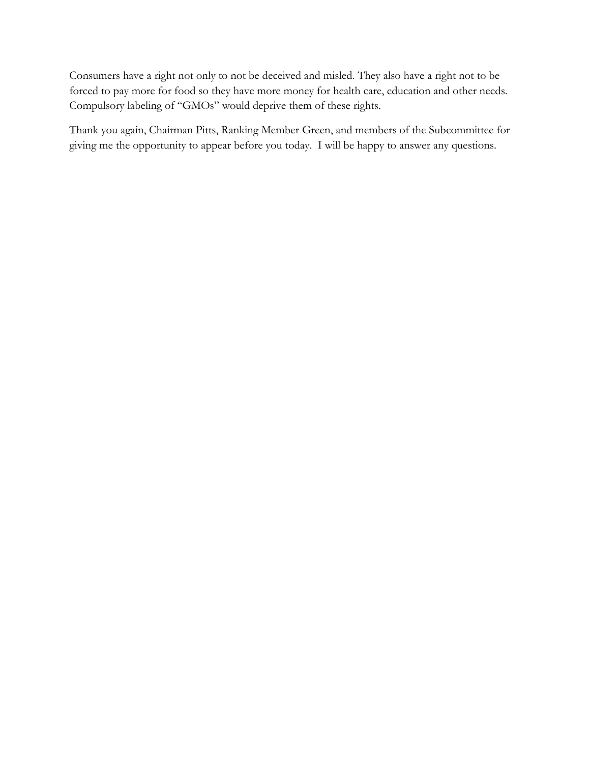Consumers have a right not only to not be deceived and misled. They also have a right not to be forced to pay more for food so they have more money for health care, education and other needs. Compulsory labeling of "GMOs" would deprive them of these rights.

Thank you again, Chairman Pitts, Ranking Member Green, and members of the Subcommittee for giving me the opportunity to appear before you today. I will be happy to answer any questions.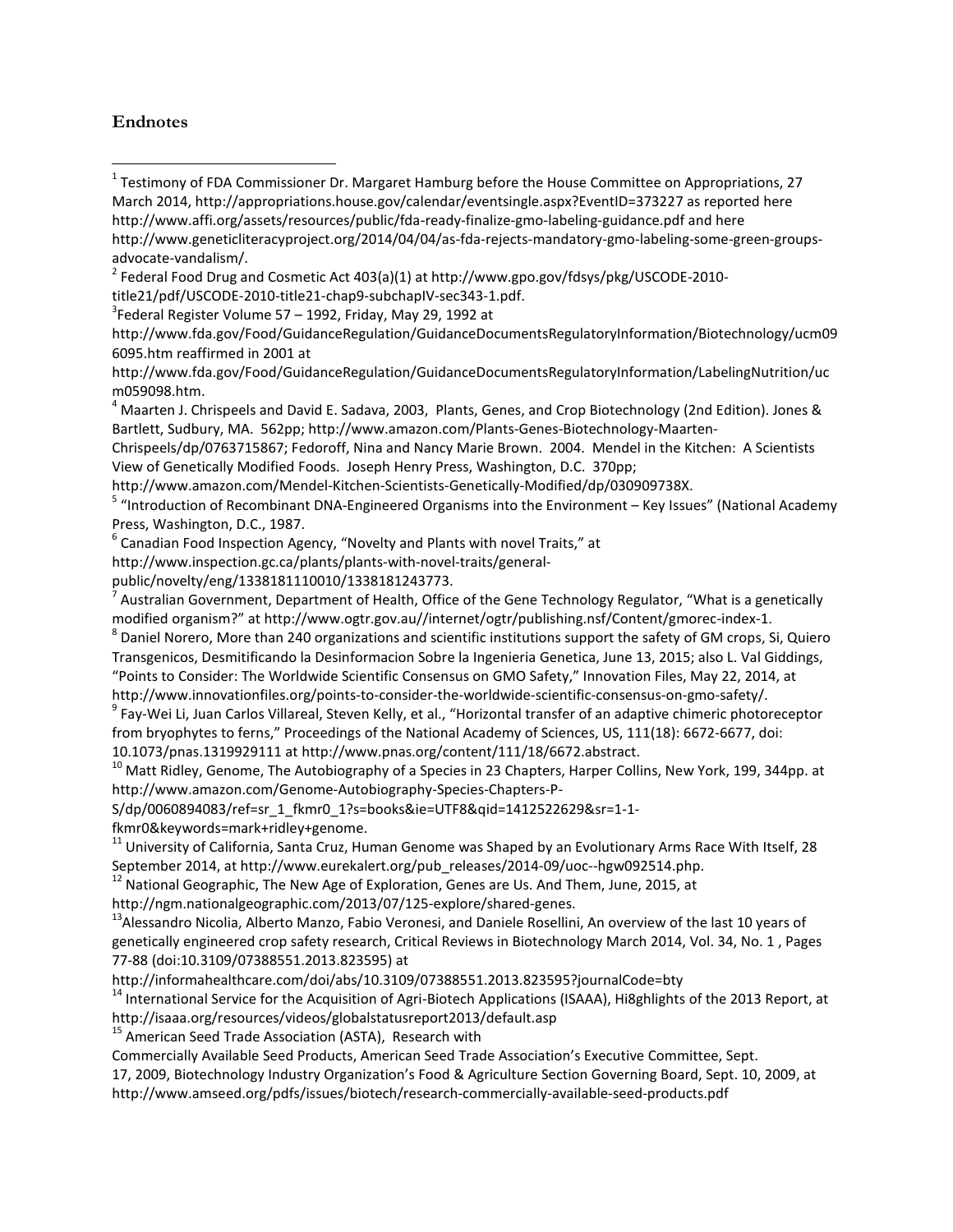## Endnotes

[1] Testimony of FDA Commissioner Dr. Margaret Hamburg before the House Committee on Appropriations, 27 March 2014, http://appropriations.house.gov/calendar/eventsingle.aspx?EventID=373227 as reported here http://www.affi.org/assets/resources/public/fda-ready-finalize-gmo-labeling-guidance.pdf and here http://www.geneticliteracyproject.org/2014/04/04/as-fda-rejects-mandatory-gmo-labeling-some-green-groups-advocate-vandalism/.

[2] Federal Food Drug and Cosmetic Act 403(a)(1) at http://www.gpo.gov/fdsys/pkg/USCODE-2010-title21/pdf/USCODE-2010-title21-chap9-subchapIV-sec343-1.pdf.

[3] Federal Register Volume 57 – 1992, Friday, May 29, 1992 at http://www.fda.gov/Food/GuidanceRegulation/GuidanceDocumentsRegulatoryInformation/Biotechnology/ucm096095.htm reaffirmed in 2001 at http://www.fda.gov/Food/GuidanceRegulation/GuidanceDocumentsRegulatoryInformation/LabelingNutrition/ucm059098.htm.

[4] Maarten J. Chrispeels and David E. Sadava, 2003, Plants, Genes, and Crop Biotechnology (2nd Edition). Jones & Bartlett, Sudbury, MA. 562pp; http://www.amazon.com/Plants-Genes-Biotechnology-Maarten-Chrispeels/dp/0763715867; Fedoroff, Nina and Nancy Marie Brown. 2004. Mendel in the Kitchen: A Scientists View of Genetically Modified Foods. Joseph Henry Press, Washington, D.C. 370pp; http://www.amazon.com/Mendel-Kitchen-Scientists-Genetically-Modified/dp/030909738X.

[5] "Introduction of Recombinant DNA-Engineered Organisms into the Environment – Key Issues" (National Academy Press, Washington, D.C., 1987.

[6] Canadian Food Inspection Agency, "Novelty and Plants with novel Traits," at http://www.inspection.gc.ca/plants/plants-with-novel-traits/general-public/novelty/eng/1338181110010/1338181243773.

[7] Australian Government, Department of Health, Office of the Gene Technology Regulator, "What is a genetically modified organism?" at http://www.ogtr.gov.au//internet/ogtr/publishing.nsf/Content/gmorec-index-1.

[8] Daniel Norero, More than 240 organizations and scientific institutions support the safety of GM crops, Si, Quiero Transgenicos, Desmitificando la Desinformacion Sobre la Ingenieria Genetica, June 13, 2015; also L. Val Giddings, "Points to Consider: The Worldwide Scientific Consensus on GMO Safety," Innovation Files, May 22, 2014, at http://www.innovationfiles.org/points-to-consider-the-worldwide-scientific-consensus-on-gmo-safety/.

[9] Fay-Wei Li, Juan Carlos Villareal, Steven Kelly, et al., "Horizontal transfer of an adaptive chimeric photoreceptor from bryophytes to ferns," Proceedings of the National Academy of Sciences, US, 111(18): 6672-6677, doi: 10.1073/pnas.1319929111 at http://www.pnas.org/content/111/18/6672.abstract.

[10] Matt Ridley, Genome, The Autobiography of a Species in 23 Chapters, Harper Collins, New York, 199, 344pp. at http://www.amazon.com/Genome-Autobiography-Species-Chapters-P-S/dp/0060894083/ref=sr_1_fkmr0_1?s=books&ie=UTF8&qid=1412522629&sr=1-1-fkmr0&keywords=mark+ridley+genome.

[11] University of California, Santa Cruz, Human Genome was Shaped by an Evolutionary Arms Race With Itself, 28 September 2014, at http://www.eurekalert.org/pub_releases/2014-09/uoc--hgw092514.php.

[12] National Geographic, The New Age of Exploration, Genes are Us. And Them, June, 2015, at http://ngm.nationalgeographic.com/2013/07/125-explore/shared-genes.

[13] Alessandro Nicolia, Alberto Manzo, Fabio Veronesi, and Daniele Rosellini, An overview of the last 10 years of genetically engineered crop safety research, Critical Reviews in Biotechnology March 2014, Vol. 34, No. 1 , Pages 77-88 (doi:10.3109/07388551.2013.823595) at http://informahealthcare.com/doi/abs/10.3109/07388551.2013.823595?journalCode=bty

[14] International Service for the Acquisition of Agri-Biotech Applications (ISAAA), Hi8ghlights of the 2013 Report, at http://isaaa.org/resources/videos/globalstatusreport2013/default.asp

[15] American Seed Trade Association (ASTA), Research with Commercially Available Seed Products, American Seed Trade Association's Executive Committee, Sept. 17, 2009, Biotechnology Industry Organization's Food & Agriculture Section Governing Board, Sept. 10, 2009, at http://www.amseed.org/pdfs/issues/biotech/research-commercially-available-seed-products.pdf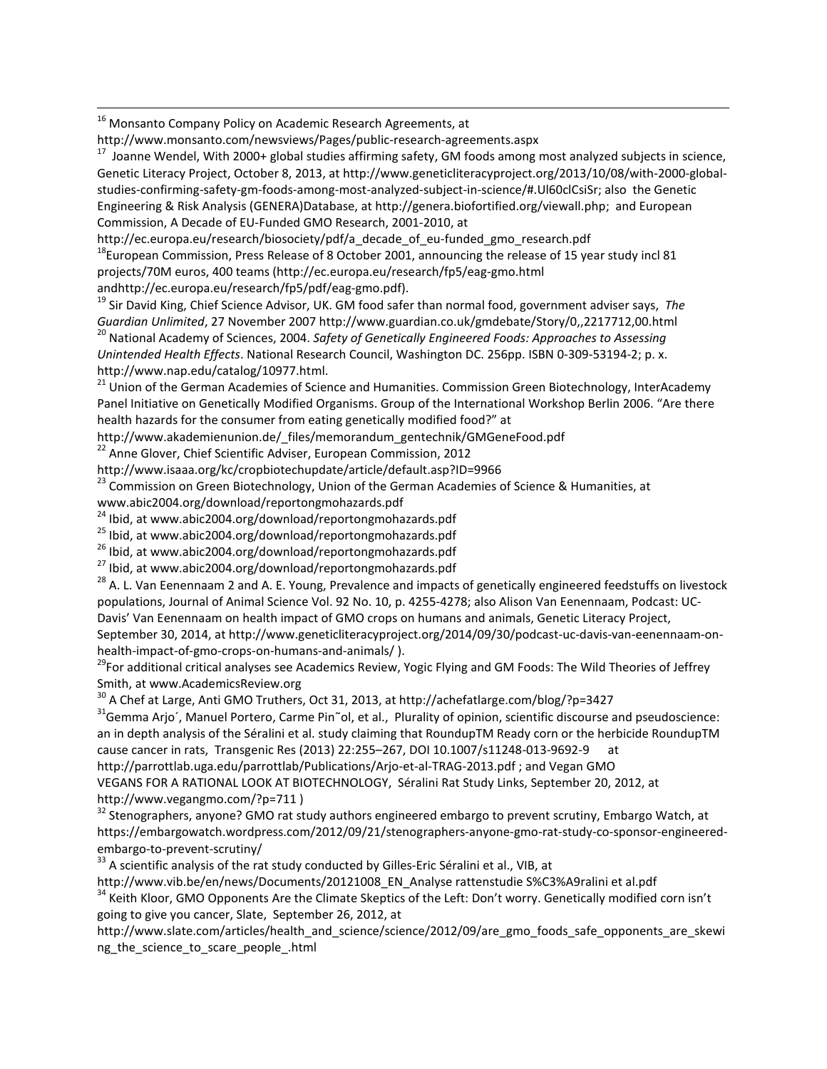[16] Monsanto Company Policy on Academic Research Agreements, at http://www.monsanto.com/newsviews/Pages/public-research-agreements.aspx

[17] Joanne Wendel, With 2000+ global studies affirming safety, GM foods among most analyzed subjects in science, Genetic Literacy Project, October 8, 2013, at http://www.geneticliteracyproject.org/2013/10/08/with-2000-global-studies-confirming-safety-gm-foods-among-most-analyzed-subject-in-science/#.Ul60clCsiSr; also the Genetic Engineering & Risk Analysis (GENERA)Database, at http://genera.biofortified.org/viewall.php; and European Commission, A Decade of EU-Funded GMO Research, 2001-2010, at http://ec.europa.eu/research/biosociety/pdf/a_decade_of_eu-funded_gmo_research.pdf

[18] European Commission, Press Release of 8 October 2001, announcing the release of 15 year study incl 81 projects/70M euros, 400 teams (http://ec.europa.eu/research/fp5/eag-gmo.html andhttp://ec.europa.eu/research/fp5/pdf/eag-gmo.pdf).

[19] Sir David King, Chief Science Advisor, UK. GM food safer than normal food, government adviser says, *The Guardian Unlimited*, 27 November 2007 http://www.guardian.co.uk/gmdebate/Story/0,,2217712,00.html

[20] National Academy of Sciences, 2004. *Safety of Genetically Engineered Foods: Approaches to Assessing Unintended Health Effects*. National Research Council, Washington DC. 256pp. ISBN 0-309-53194-2; p. x. http://www.nap.edu/catalog/10977.html.

[21] Union of the German Academies of Science and Humanities. Commission Green Biotechnology, InterAcademy Panel Initiative on Genetically Modified Organisms. Group of the International Workshop Berlin 2006. "Are there health hazards for the consumer from eating genetically modified food?" at http://www.akademienunion.de/_files/memorandum_gentechnik/GMGeneFood.pdf

[22] Anne Glover, Chief Scientific Adviser, European Commission, 2012 http://www.isaaa.org/kc/cropbiotechupdate/article/default.asp?ID=9966

[23] Commission on Green Biotechnology, Union of the German Academies of Science & Humanities, at www.abic2004.org/download/reportongmohazards.pdf

[24] Ibid, at www.abic2004.org/download/reportongmohazards.pdf

[25] Ibid, at www.abic2004.org/download/reportongmohazards.pdf

[26] Ibid, at www.abic2004.org/download/reportongmohazards.pdf

[27] Ibid, at www.abic2004.org/download/reportongmohazards.pdf

[28] A. L. Van Eenennaam 2 and A. E. Young, Prevalence and impacts of genetically engineered feedstuffs on livestock populations, Journal of Animal Science Vol. 92 No. 10, p. 4255-4278; also Alison Van Eenennaam, Podcast: UC-Davis' Van Eenennaam on health impact of GMO crops on humans and animals, Genetic Literacy Project, September 30, 2014, at http://www.geneticliteracyproject.org/2014/09/30/podcast-uc-davis-van-eenennaam-on-health-impact-of-gmo-crops-on-humans-and-animals/ ).

[29] For additional critical analyses see Academics Review, Yogic Flying and GM Foods: The Wild Theories of Jeffrey Smith, at www.AcademicsReview.org

[30] A Chef at Large, Anti GMO Truthers, Oct 31, 2013, at http://achefatlarge.com/blog/?p=3427

[31] Gemma Arjo´, Manuel Portero, Carme Pin˜ol, et al., Plurality of opinion, scientific discourse and pseudoscience: an in depth analysis of the Séralini et al. study claiming that RoundupTM Ready corn or the herbicide RoundupTM cause cancer in rats, Transgenic Res (2013) 22:255–267, DOI 10.1007/s11248-013-9692-9 at http://parrottlab.uga.edu/parrottlab/Publications/Arjo-et-al-TRAG-2013.pdf ; and Vegan GMO VEGANS FOR A RATIONAL LOOK AT BIOTECHNOLOGY, Séralini Rat Study Links, September 20, 2012, at http://www.vegangmo.com/?p=711 )

[32] Stenographers, anyone? GMO rat study authors engineered embargo to prevent scrutiny, Embargo Watch, at https://embargowatch.wordpress.com/2012/09/21/stenographers-anyone-gmo-rat-study-co-sponsor-engineered-embargo-to-prevent-scrutiny/

[33] A scientific analysis of the rat study conducted by Gilles-Eric Séralini et al., VIB, at http://www.vib.be/en/news/Documents/20121008_EN_Analyse rattenstudie S%C3%A9ralini et al.pdf

[34] Keith Kloor, GMO Opponents Are the Climate Skeptics of the Left: Don't worry. Genetically modified corn isn't going to give you cancer, Slate, September 26, 2012, at http://www.slate.com/articles/health_and_science/science/2012/09/are_gmo_foods_safe_opponents_are_skewing_the_science_to_scare_people_.html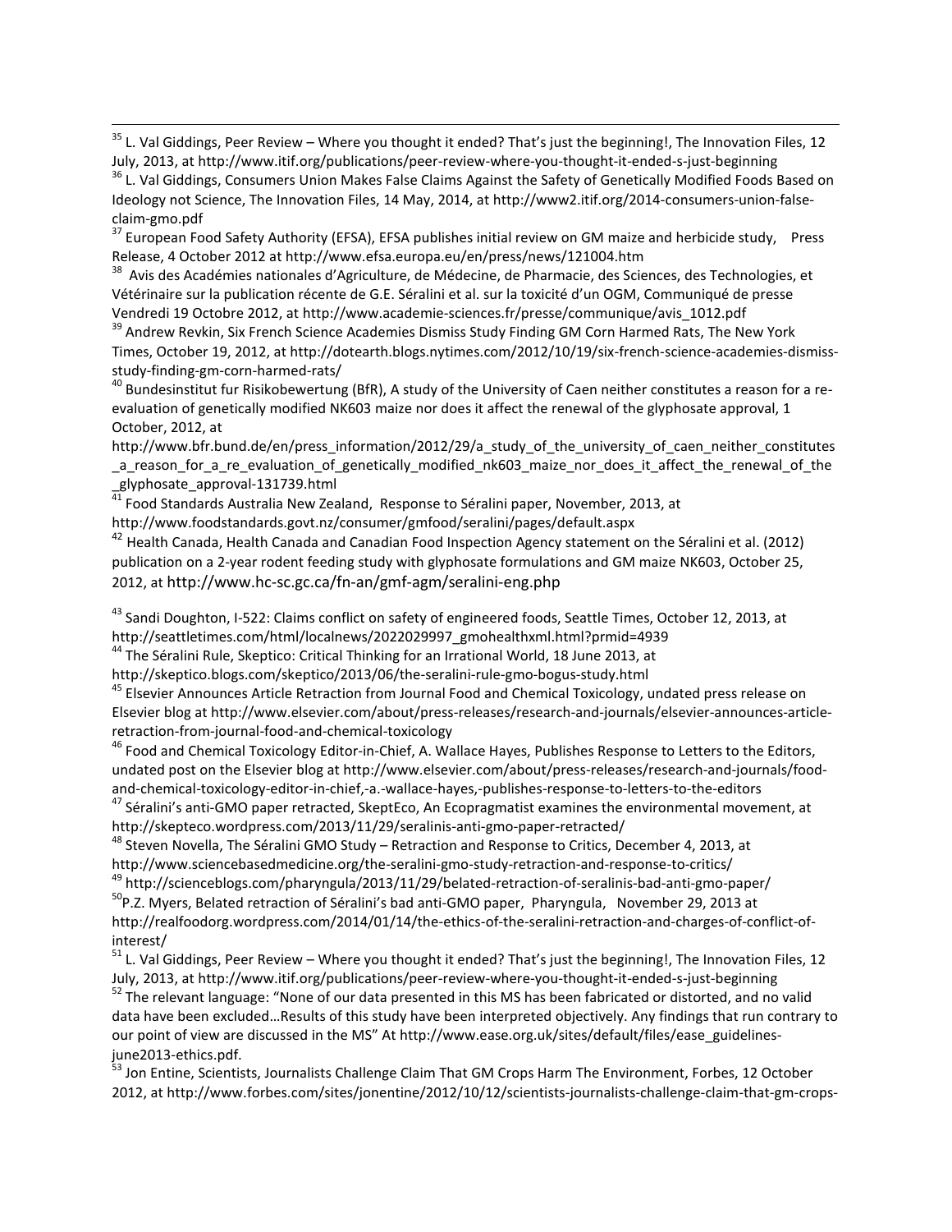[35] L. Val Giddings, Peer Review – Where you thought it ended? That's just the beginning!, The Innovation Files, 12 July, 2013, at http://www.itif.org/publications/peer-review-where-you-thought-it-ended-s-just-beginning

[36] L. Val Giddings, Consumers Union Makes False Claims Against the Safety of Genetically Modified Foods Based on Ideology not Science, The Innovation Files, 14 May, 2014, at http://www2.itif.org/2014-consumers-union-false-claim-gmo.pdf

[37] European Food Safety Authority (EFSA), EFSA publishes initial review on GM maize and herbicide study, Press Release, 4 October 2012 at http://www.efsa.europa.eu/en/press/news/121004.htm

[38] Avis des Académies nationales d'Agriculture, de Médecine, de Pharmacie, des Sciences, des Technologies, et Vétérinaire sur la publication récente de G.E. Séralini et al. sur la toxicité d'un OGM, Communiqué de presse Vendredi 19 Octobre 2012, at http://www.academie-sciences.fr/presse/communique/avis_1012.pdf

[39] Andrew Revkin, Six French Science Academies Dismiss Study Finding GM Corn Harmed Rats, The New York Times, October 19, 2012, at http://dotearth.blogs.nytimes.com/2012/10/19/six-french-science-academies-dismiss-study-finding-gm-corn-harmed-rats/

[40] Bundesinstitut fur Risikobewertung (BfR), A study of the University of Caen neither constitutes a reason for a re-evaluation of genetically modified NK603 maize nor does it affect the renewal of the glyphosate approval, 1 October, 2012, at http://www.bfr.bund.de/en/press_information/2012/29/a_study_of_the_university_of_caen_neither_constitutes_a_reason_for_a_re_evaluation_of_genetically_modified_nk603_maize_nor_does_it_affect_the_renewal_of_the_glyphosate_approval-131739.html

[41] Food Standards Australia New Zealand, Response to Séralini paper, November, 2013, at http://www.foodstandards.govt.nz/consumer/gmfood/seralini/pages/default.aspx

[42] Health Canada, Health Canada and Canadian Food Inspection Agency statement on the Séralini et al. (2012) publication on a 2-year rodent feeding study with glyphosate formulations and GM maize NK603, October 25, 2012, at http://www.hc-sc.gc.ca/fn-an/gmf-agm/seralini-eng.php

[43] Sandi Doughton, I-522: Claims conflict on safety of engineered foods, Seattle Times, October 12, 2013, at http://seattletimes.com/html/localnews/2022029997_gmohealthxml.html?prmid=4939

[44] The Séralini Rule, Skeptico: Critical Thinking for an Irrational World, 18 June 2013, at http://skeptico.blogs.com/skeptico/2013/06/the-seralini-rule-gmo-bogus-study.html

[45] Elsevier Announces Article Retraction from Journal Food and Chemical Toxicology, undated press release on Elsevier blog at http://www.elsevier.com/about/press-releases/research-and-journals/elsevier-announces-article-retraction-from-journal-food-and-chemical-toxicology

[46] Food and Chemical Toxicology Editor-in-Chief, A. Wallace Hayes, Publishes Response to Letters to the Editors, undated post on the Elsevier blog at http://www.elsevier.com/about/press-releases/research-and-journals/food-and-chemical-toxicology-editor-in-chief,-a.-wallace-hayes,-publishes-response-to-letters-to-the-editors

[47] Séralini's anti-GMO paper retracted, SkeptEco, An Ecopragmatist examines the environmental movement, at http://skepteco.wordpress.com/2013/11/29/seralinis-anti-gmo-paper-retracted/

[48] Steven Novella, The Séralini GMO Study – Retraction and Response to Critics, December 4, 2013, at http://www.sciencebasedmedicine.org/the-seralini-gmo-study-retraction-and-response-to-critics/

[49] http://scienceblogs.com/pharyngula/2013/11/29/belated-retraction-of-seralinis-bad-anti-gmo-paper/

[50] P.Z. Myers, Belated retraction of Séralini's bad anti-GMO paper, Pharyngula, November 29, 2013 at http://realfoodorg.wordpress.com/2014/01/14/the-ethics-of-the-seralini-retraction-and-charges-of-conflict-of-interest/

[51] L. Val Giddings, Peer Review – Where you thought it ended? That's just the beginning!, The Innovation Files, 12 July, 2013, at http://www.itif.org/publications/peer-review-where-you-thought-it-ended-s-just-beginning

[52] The relevant language: "None of our data presented in this MS has been fabricated or distorted, and no valid data have been excluded…Results of this study have been interpreted objectively. Any findings that run contrary to our point of view are discussed in the MS" At http://www.ease.org.uk/sites/default/files/ease_guidelines-june2013-ethics.pdf.

[53] Jon Entine, Scientists, Journalists Challenge Claim That GM Crops Harm The Environment, Forbes, 12 October 2012, at http://www.forbes.com/sites/jonentine/2012/10/12/scientists-journalists-challenge-claim-that-gm-crops-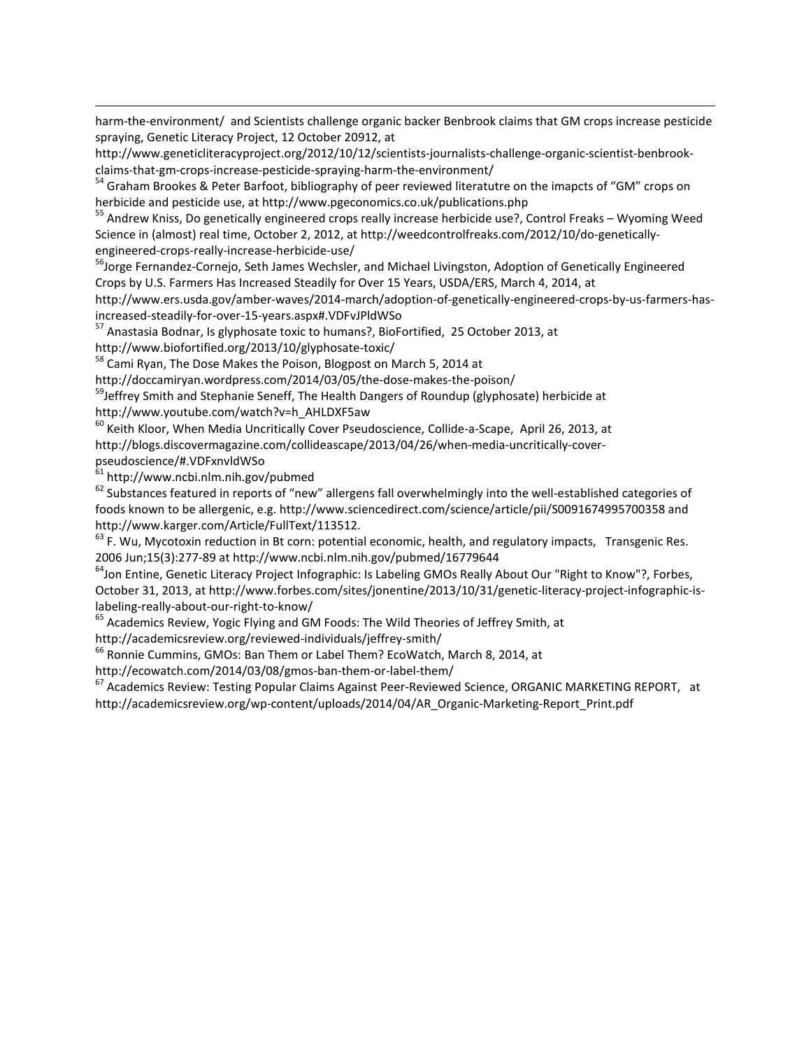harm-the-environment/ and Scientists challenge organic backer Benbrook claims that GM crops increase pesticide spraying, Genetic Literacy Project, 12 October 20912, at http://www.geneticliteracyproject.org/2012/10/12/scientists-journalists-challenge-organic-scientist-benbrook-claims-that-gm-crops-increase-pesticide-spraying-harm-the-environment/

[54] Graham Brookes & Peter Barfoot, bibliography of peer reviewed literatutre on the imapcts of "GM" crops on herbicide and pesticide use, at http://www.pgeconomics.co.uk/publications.php

[55] Andrew Kniss, Do genetically engineered crops really increase herbicide use?, Control Freaks – Wyoming Weed Science in (almost) real time, October 2, 2012, at http://weedcontrolfreaks.com/2012/10/do-genetically-engineered-crops-really-increase-herbicide-use/

[56] Jorge Fernandez-Cornejo, Seth James Wechsler, and Michael Livingston, Adoption of Genetically Engineered Crops by U.S. Farmers Has Increased Steadily for Over 15 Years, USDA/ERS, March 4, 2014, at http://www.ers.usda.gov/amber-waves/2014-march/adoption-of-genetically-engineered-crops-by-us-farmers-has-increased-steadily-for-over-15-years.aspx#.VDFvJPldWSo

[57] Anastasia Bodnar, Is glyphosate toxic to humans?, BioFortified, 25 October 2013, at http://www.biofortified.org/2013/10/glyphosate-toxic/

[58] Cami Ryan, The Dose Makes the Poison, Blogpost on March 5, 2014 at http://doccamiryan.wordpress.com/2014/03/05/the-dose-makes-the-poison/

[59] Jeffrey Smith and Stephanie Seneff, The Health Dangers of Roundup (glyphosate) herbicide at http://www.youtube.com/watch?v=h_AHLDXF5aw

[60] Keith Kloor, When Media Uncritically Cover Pseudoscience, Collide-a-Scape, April 26, 2013, at http://blogs.discovermagazine.com/collideascape/2013/04/26/when-media-uncritically-cover-pseudoscience/#.VDFxnvldWSo

[61] http://www.ncbi.nlm.nih.gov/pubmed

[62] Substances featured in reports of "new" allergens fall overwhelmingly into the well-established categories of foods known to be allergenic, e.g. http://www.sciencedirect.com/science/article/pii/S0091674995700358 and http://www.karger.com/Article/FullText/113512.

[63] F. Wu, Mycotoxin reduction in Bt corn: potential economic, health, and regulatory impacts, Transgenic Res. 2006 Jun;15(3):277-89 at http://www.ncbi.nlm.nih.gov/pubmed/16779644

[64] Jon Entine, Genetic Literacy Project Infographic: Is Labeling GMOs Really About Our "Right to Know"?, Forbes, October 31, 2013, at http://www.forbes.com/sites/jonentine/2013/10/31/genetic-literacy-project-infographic-is-labeling-really-about-our-right-to-know/

[65] Academics Review, Yogic Flying and GM Foods: The Wild Theories of Jeffrey Smith, at http://academicsreview.org/reviewed-individuals/jeffrey-smith/

[66] Ronnie Cummins, GMOs: Ban Them or Label Them? EcoWatch, March 8, 2014, at http://ecowatch.com/2014/03/08/gmos-ban-them-or-label-them/

[67] Academics Review: Testing Popular Claims Against Peer-Reviewed Science, ORGANIC MARKETING REPORT, at http://academicsreview.org/wp-content/uploads/2014/04/AR_Organic-Marketing-Report_Print.pdf